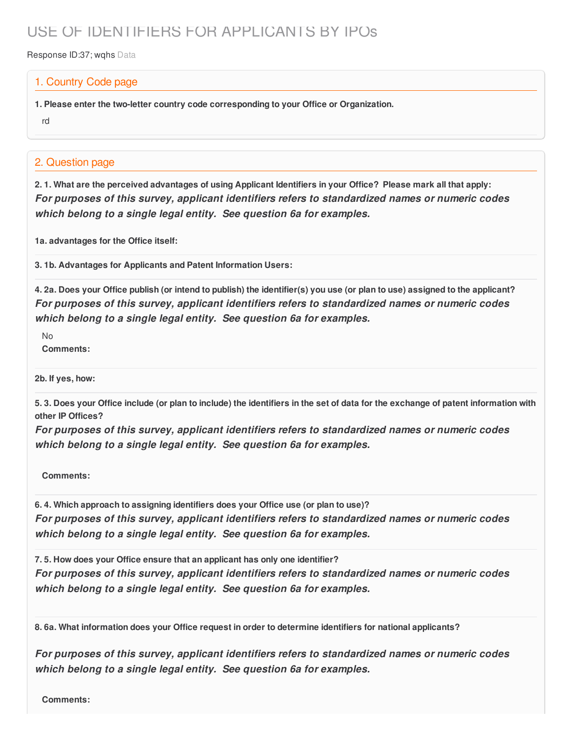# USE OF IDENTIFIERS FOR APPLICANTS BY IPOs

Response ID:37; wqhs Data

## 1. Country Code page

**1. Please enter the two-letter country code corresponding to your Office or Organization.**

rd

## 2. Question page

**2. 1. What are the perceived advantages of using Applicant Identifiers in your Office? Please mark all that apply:**

***For purposes of this survey, applicant identifiers refers to standardized names or numeric codes which belong to a single legal entity. See question 6a for examples.***

**1a. advantages for the Office itself:**

**3. 1b. Advantages for Applicants and Patent Information Users:**

**4. 2a. Does your Office publish (or intend to publish) the identifier(s) you use (or plan to use) assigned to the applicant?**

***For purposes of this survey, applicant identifiers refers to standardized names or numeric codes which belong to a single legal entity. See question 6a for examples.***

No

**Comments:**

**2b. If yes, how:**

**5. 3. Does your Office include (or plan to include) the identifiers in the set of data for the exchange of patent information with other IP Offices?**

***For purposes of this survey, applicant identifiers refers to standardized names or numeric codes which belong to a single legal entity. See question 6a for examples.***

**Comments:**

**6. 4. Which approach to assigning identifiers does your Office use (or plan to use)?**

***For purposes of this survey, applicant identifiers refers to standardized names or numeric codes which belong to a single legal entity. See question 6a for examples.***

**7. 5. How does your Office ensure that an applicant has only one identifier?**

***For purposes of this survey, applicant identifiers refers to standardized names or numeric codes which belong to a single legal entity. See question 6a for examples.***

**8. 6a. What information does your Office request in order to determine identifiers for national applicants?**

***For purposes of this survey, applicant identifiers refers to standardized names or numeric codes which belong to a single legal entity. See question 6a for examples.***

**Comments:**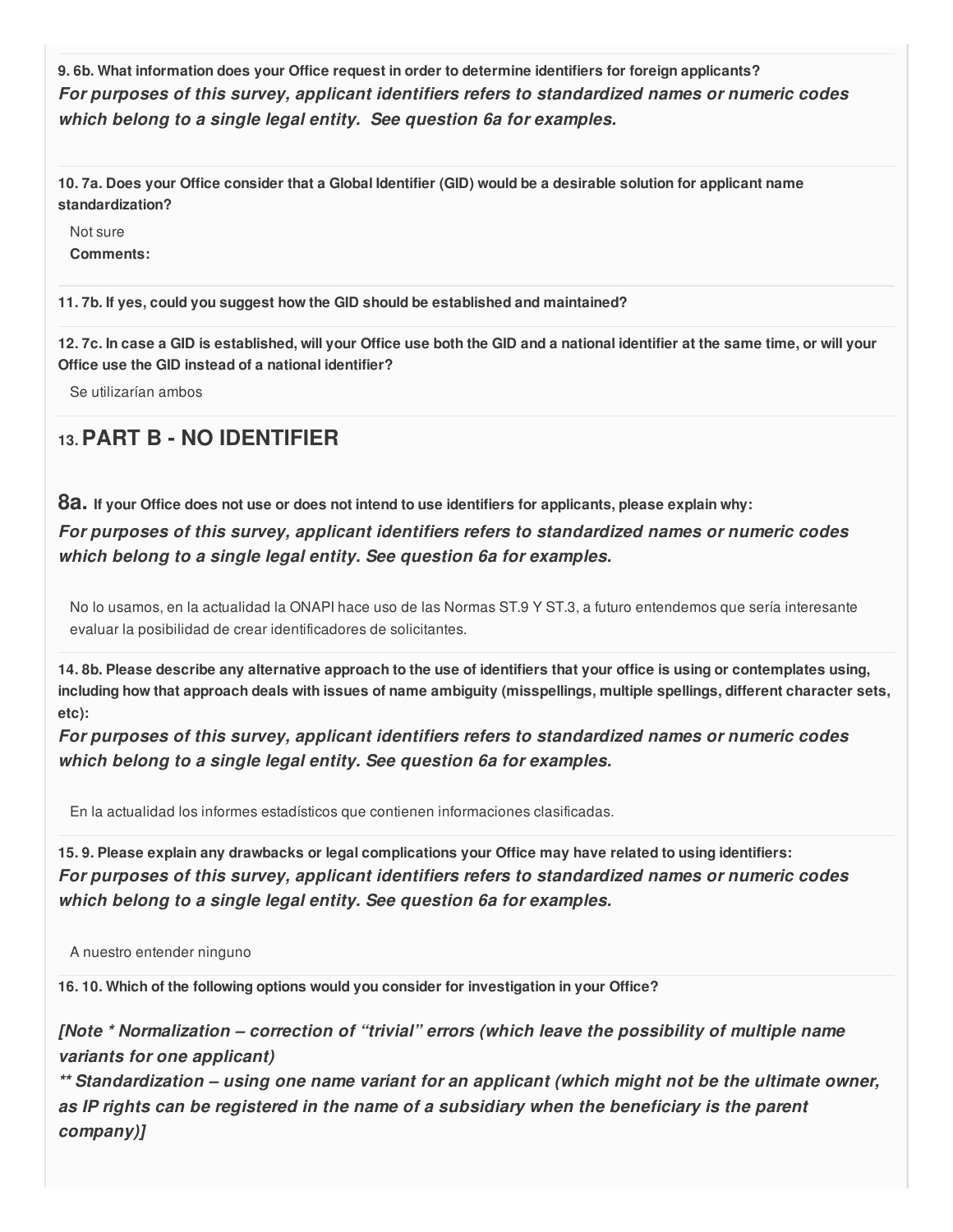**9. 6b. What information does your Office request in order to determine identifiers for foreign applicants?**

***For purposes of this survey, applicant identifiers refers to standardized names or numeric codes which belong to a single legal entity. See question 6a for examples.***

**10. 7a. Does your Office consider that a Global Identifier (GID) would be a desirable solution for applicant name standardization?**

Not sure

**Comments:**

**11. 7b. If yes, could you suggest how the GID should be established and maintained?**

**12. 7c. In case a GID is established, will your Office use both the GID and a national identifier at the same time, or will your Office use the GID instead of a national identifier?**

Se utilizarían ambos

## 13. PART B - NO IDENTIFIER

**8a. If your Office does not use or does not intend to use identifiers for applicants, please explain why:**

***For purposes of this survey, applicant identifiers refers to standardized names or numeric codes which belong to a single legal entity. See question 6a for examples.***

No lo usamos, en la actualidad la ONAPI hace uso de las Normas ST.9 Y ST.3, a futuro entendemos que sería interesante evaluar la posibilidad de crear identificadores de solicitantes.

**14. 8b. Please describe any alternative approach to the use of identifiers that your office is using or contemplates using, including how that approach deals with issues of name ambiguity (misspellings, multiple spellings, different character sets, etc):**

***For purposes of this survey, applicant identifiers refers to standardized names or numeric codes which belong to a single legal entity. See question 6a for examples.***

En la actualidad los informes estadísticos que contienen informaciones clasificadas.

**15. 9. Please explain any drawbacks or legal complications your Office may have related to using identifiers:**

***For purposes of this survey, applicant identifiers refers to standardized names or numeric codes which belong to a single legal entity. See question 6a for examples.***

A nuestro entender ninguno

**16. 10. Which of the following options would you consider for investigation in your Office?**

***[Note * Normalization – correction of "trivial" errors (which leave the possibility of multiple name variants for one applicant)***

***** Standardization – using one name variant for an applicant (which might not be the ultimate owner, as IP rights can be registered in the name of a subsidiary when the beneficiary is the parent company)]***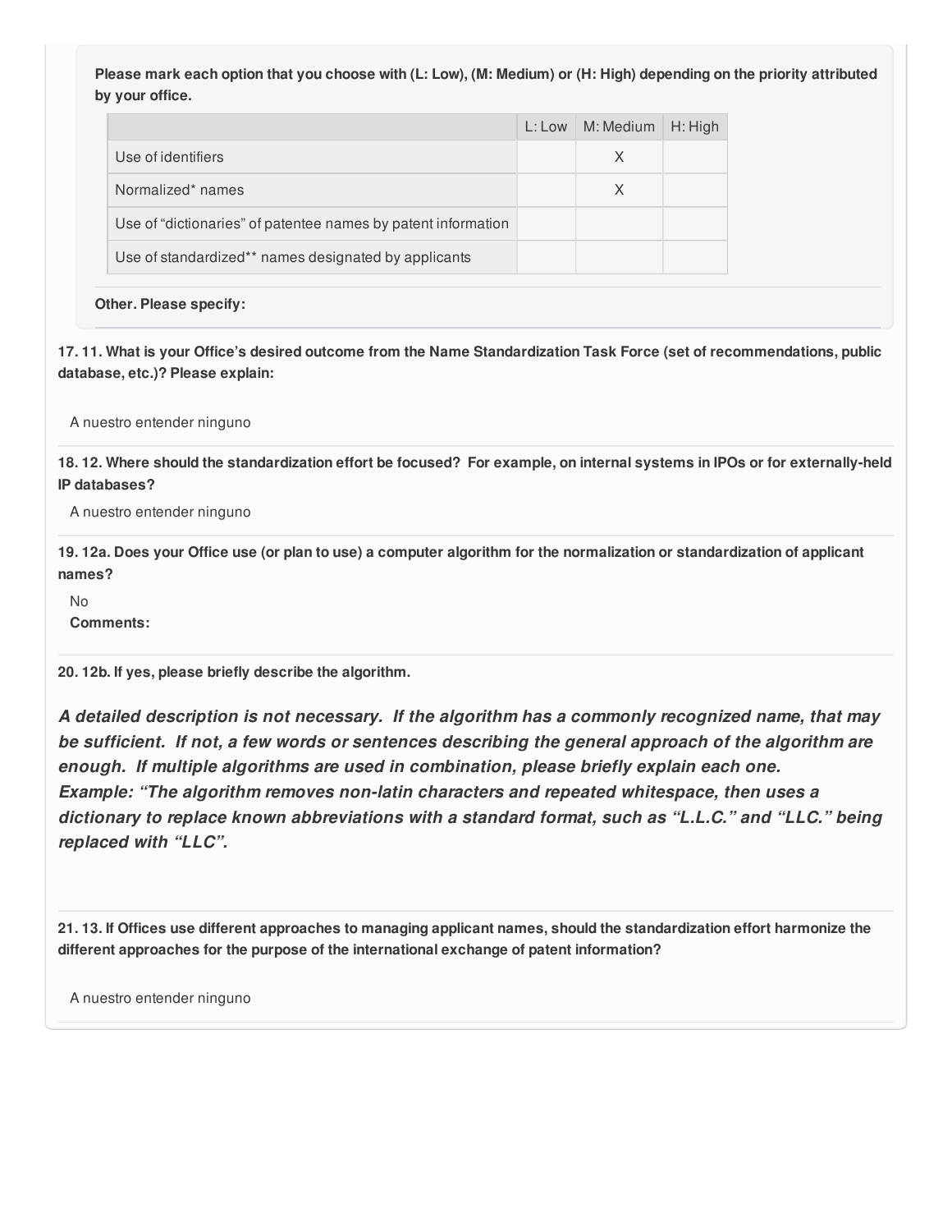**Please mark each option that you choose with (L: Low), (M: Medium) or (H: High) depending on the priority attributed by your office.**

| | L: Low | M: Medium | H: High |
|---|---|---|---|
| Use of identifiers | | X | |
| Normalized* names | | X | |
| Use of "dictionaries" of patentee names by patent information | | | |
| Use of standardized** names designated by applicants | | | |

**Other. Please specify:**

**17. 11. What is your Office's desired outcome from the Name Standardization Task Force (set of recommendations, public database, etc.)? Please explain:**

A nuestro entender ninguno

**18. 12. Where should the standardization effort be focused? For example, on internal systems in IPOs or for externally-held IP databases?**

A nuestro entender ninguno

**19. 12a. Does your Office use (or plan to use) a computer algorithm for the normalization or standardization of applicant names?**

No

**Comments:**

**20. 12b. If yes, please briefly describe the algorithm.**

***A detailed description is not necessary. If the algorithm has a commonly recognized name, that may be sufficient. If not, a few words or sentences describing the general approach of the algorithm are enough. If multiple algorithms are used in combination, please briefly explain each one.***
***Example: "The algorithm removes non-latin characters and repeated whitespace, then uses a dictionary to replace known abbreviations with a standard format, such as "L.L.C." and "LLC." being replaced with "LLC".***

**21. 13. If Offices use different approaches to managing applicant names, should the standardization effort harmonize the different approaches for the purpose of the international exchange of patent information?**

A nuestro entender ninguno